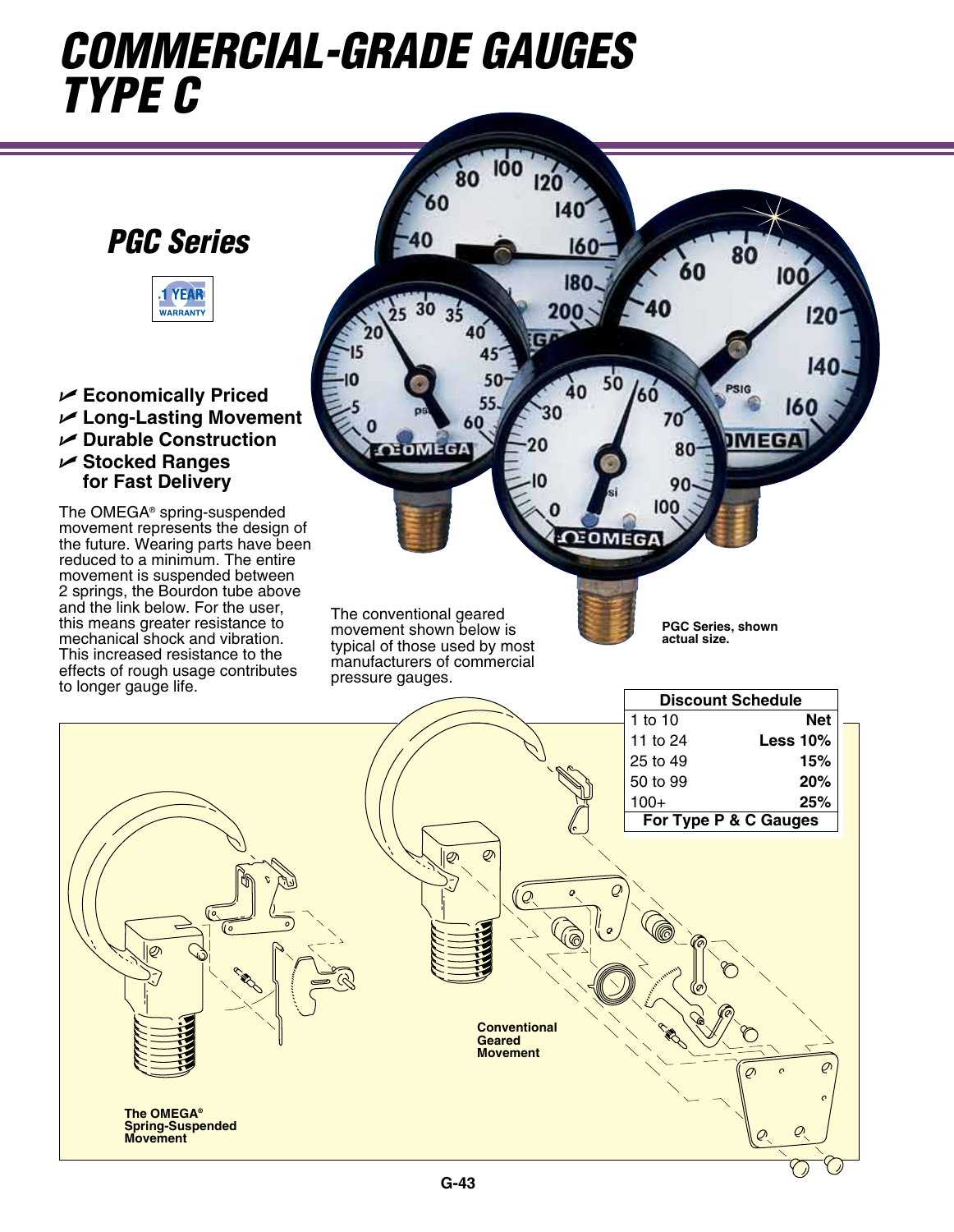# COMMERCIAL-GRADE GAUGES TYPE C

## PGC Series

1 YEAR WARRANTY

- Economically Priced
- Long-Lasting Movement
- Durable Construction
- Stocked Ranges for Fast Delivery

The OMEGA® spring-suspended movement represents the design of the future. Wearing parts have been reduced to a minimum. The entire movement is suspended between 2 springs, the Bourdon tube above and the link below. For the user, this means greater resistance to mechanical shock and vibration. This increased resistance to the effects of rough usage contributes to longer gauge life.

The conventional geared movement shown below is typical of those used by most manufacturers of commercial pressure gauges.

PGC Series, shown actual size.

| Discount Schedule | |
|---|---|
| 1 to 10 | **Net** |
| 11 to 24 | **Less 10%** |
| 25 to 49 | **15%** |
| 50 to 99 | **20%** |
| 100+ | **25%** |
| **For Type P & C Gauges** | |

**Conventional Geared Movement**

**The OMEGA® Spring-Suspended Movement**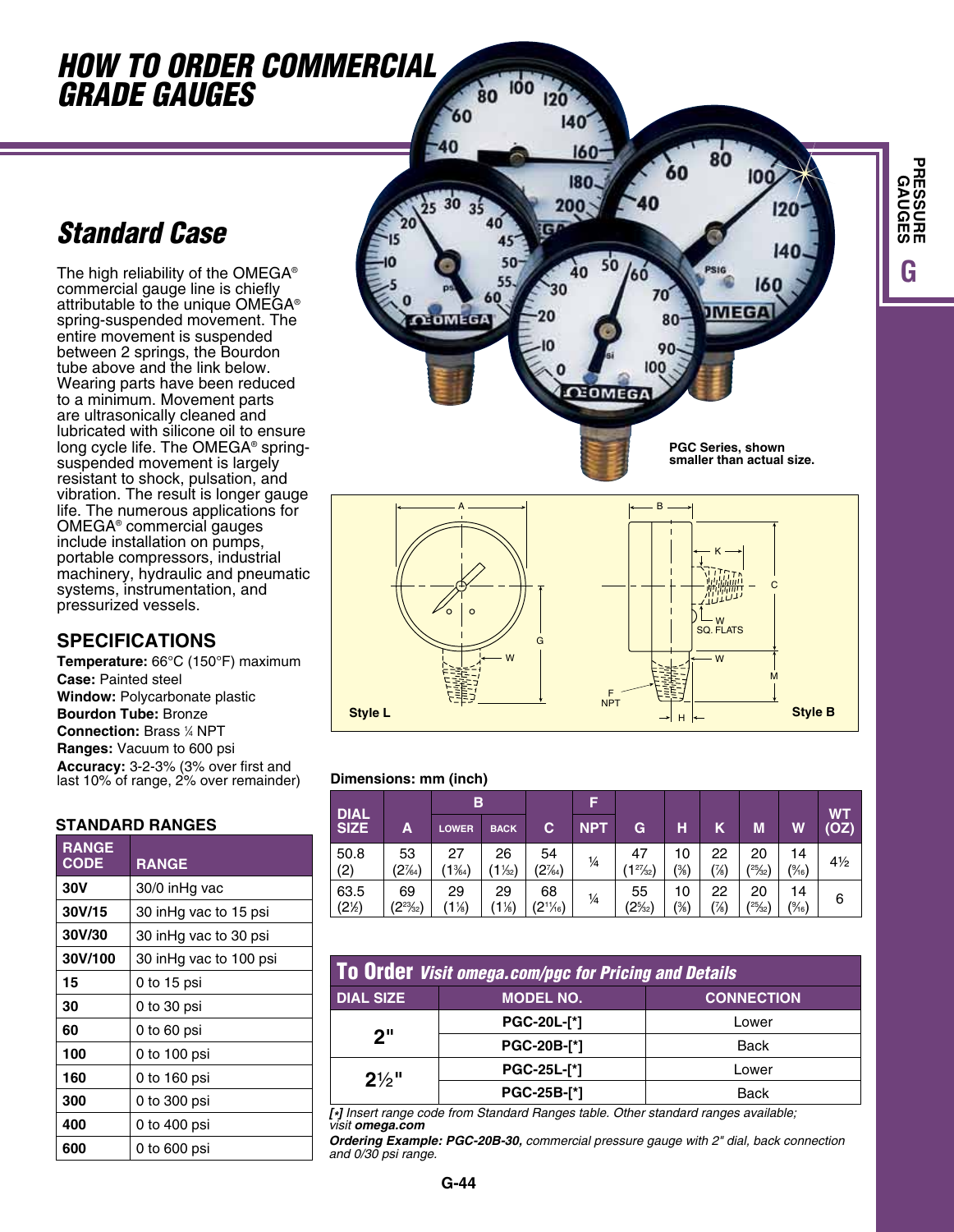# HOW TO ORDER COMMERCIAL GRADE GAUGES

## Standard Case

The high reliability of the OMEGA® commercial gauge line is chiefly attributable to the unique OMEGA® spring-suspended movement. The entire movement is suspended between 2 springs, the Bourdon tube above and the link below. Wearing parts have been reduced to a minimum. Movement parts are ultrasonically cleaned and lubricated with silicone oil to ensure long cycle life. The OMEGA® spring-suspended movement is largely resistant to shock, pulsation, and vibration. The result is longer gauge life. The numerous applications for OMEGA® commercial gauges include installation on pumps, portable compressors, industrial machinery, hydraulic and pneumatic systems, instrumentation, and pressurized vessels.

PGC Series, shown smaller than actual size.

### SPECIFICATIONS

**Temperature:** 66°C (150°F) maximum
**Case:** Painted steel
**Window:** Polycarbonate plastic
**Bourdon Tube:** Bronze
**Connection:** Brass ¼ NPT
**Ranges:** Vacuum to 600 psi
**Accuracy:** 3-2-3% (3% over first and last 10% of range, 2% over remainder)

Style L

Style B

### STANDARD RANGES

| RANGE CODE | RANGE |
|---|---|
| 30V | 30/0 inHg vac |
| 30V/15 | 30 inHg vac to 15 psi |
| 30V/30 | 30 inHg vac to 30 psi |
| 30V/100 | 30 inHg vac to 100 psi |
| 15 | 0 to 15 psi |
| 30 | 0 to 30 psi |
| 60 | 0 to 60 psi |
| 100 | 0 to 100 psi |
| 160 | 0 to 160 psi |
| 300 | 0 to 300 psi |
| 400 | 0 to 400 psi |
| 600 | 0 to 600 psi |

**Dimensions: mm (inch)**

| DIAL SIZE | A | B | | C | F | G | H | K | M | W | WT (OZ) |
|---|---|---|---|---|---|---|---|---|---|---|---|
| | | LOWER | BACK | | NPT | | | | | | |
| 50.8 (2) | 53 (2⁷⁄₆₄) | 27 (1³⁵⁄₆₄) | 26 (1¹⁄₃₂) | 54 (2⁷⁄₆₄) | ¼ | 47 (1²⁷⁄₃₂) | 10 (⅜) | 22 (⅞) | 20 (²⁵⁄₃₂) | 14 (⁹⁄₁₆) | 4½ |
| 63.5 (2½) | 69 (2²³⁄₃₂) | 29 (1⅛) | 29 (1⅛) | 68 (2¹¹⁄₁₆) | ¼ | 55 (2⁵⁄₃₂) | 10 (⅜) | 22 (⅞) | 20 (²⁵⁄₃₂) | 14 (⁹⁄₁₆) | 6 |

### To Order *Visit omega.com/pgc for Pricing and Details*

| DIAL SIZE | MODEL NO. | CONNECTION |
|---|---|---|
| 2" | PGC-20L-[*] | Lower |
| | PGC-20B-[*] | Back |
| 2½" | PGC-25L-[*] | Lower |
| | PGC-25B-[*] | Back |

*[*] Insert range code from Standard Ranges table. Other standard ranges available; visit **omega.com***

***Ordering Example: PGC-20B-30,** commercial pressure gauge with 2" dial, back connection and 0/30 psi range.*